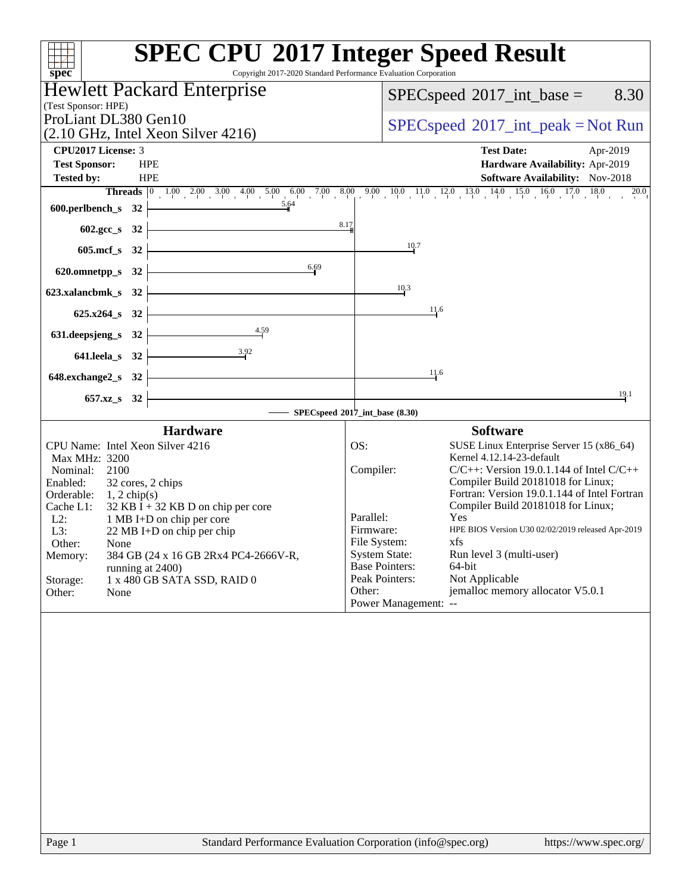# SPEC CPU 2017 Integer Speed Result

Copyright 2017-2020 Standard Performance Evaluation Corporation

## Hewlett Packard Enterprise

(Test Sponsor: HPE)

ProLiant DL380 Gen10
(2.10 GHz, Intel Xeon Silver 4216)

SPECspeed 2017_int_base = 8.30

SPECspeed 2017_int_peak = Not Run

| | | | |
|---|---|---|---|
| **CPU2017 License:** | 3 | **Test Date:** | Apr-2019 |
| **Test Sponsor:** | HPE | **Hardware Availability:** | Apr-2019 |
| **Tested by:** | HPE | **Software Availability:** | Nov-2018 |

Threads | 0 1.00 2.00 3.00 4.00 5.00 6.00 7.00 8.00 9.00 10.0 11.0 12.0 13.0 14.0 15.0 16.0 17.0 18.0 20.0

600.perlbench_s 32 5.64
602.gcc_s 32 8.17
605.mcf_s 32 10.7
620.omnetpp_s 32 6.69
623.xalancbmk_s 32 10.3
625.x264_s 32 11.6
631.deepsjeng_s 32 4.59
641.leela_s 32 3.92
648.exchange2_s 32 11.6
657.xz_s 32 19.1

SPECspeed 2017_int_base (8.30)

### Hardware

| | |
|---|---|
| CPU Name: | Intel Xeon Silver 4216 |
| Max MHz: | 3200 |
| Nominal: | 2100 |
| Enabled: | 32 cores, 2 chips |
| Orderable: | 1, 2 chip(s) |
| Cache L1: | 32 KB I + 32 KB D on chip per core |
| L2: | 1 MB I+D on chip per core |
| L3: | 22 MB I+D on chip per chip |
| Other: | None |
| Memory: | 384 GB (24 x 16 GB 2Rx4 PC4-2666V-R, running at 2400) |
| Storage: | 1 x 480 GB SATA SSD, RAID 0 |
| Other: | None |

### Software

| | |
|---|---|
| OS: | SUSE Linux Enterprise Server 15 (x86_64) Kernel 4.12.14-23-default |
| Compiler: | C/C++: Version 19.0.1.144 of Intel C/C++ Compiler Build 20181018 for Linux; Fortran: Version 19.0.1.144 of Intel Fortran Compiler Build 20181018 for Linux; |
| Parallel: | Yes |
| Firmware: | HPE BIOS Version U30 02/02/2019 released Apr-2019 |
| File System: | xfs |
| System State: | Run level 3 (multi-user) |
| Base Pointers: | 64-bit |
| Peak Pointers: | Not Applicable |
| Other: | jemalloc memory allocator V5.0.1 |
| Power Management: | -- |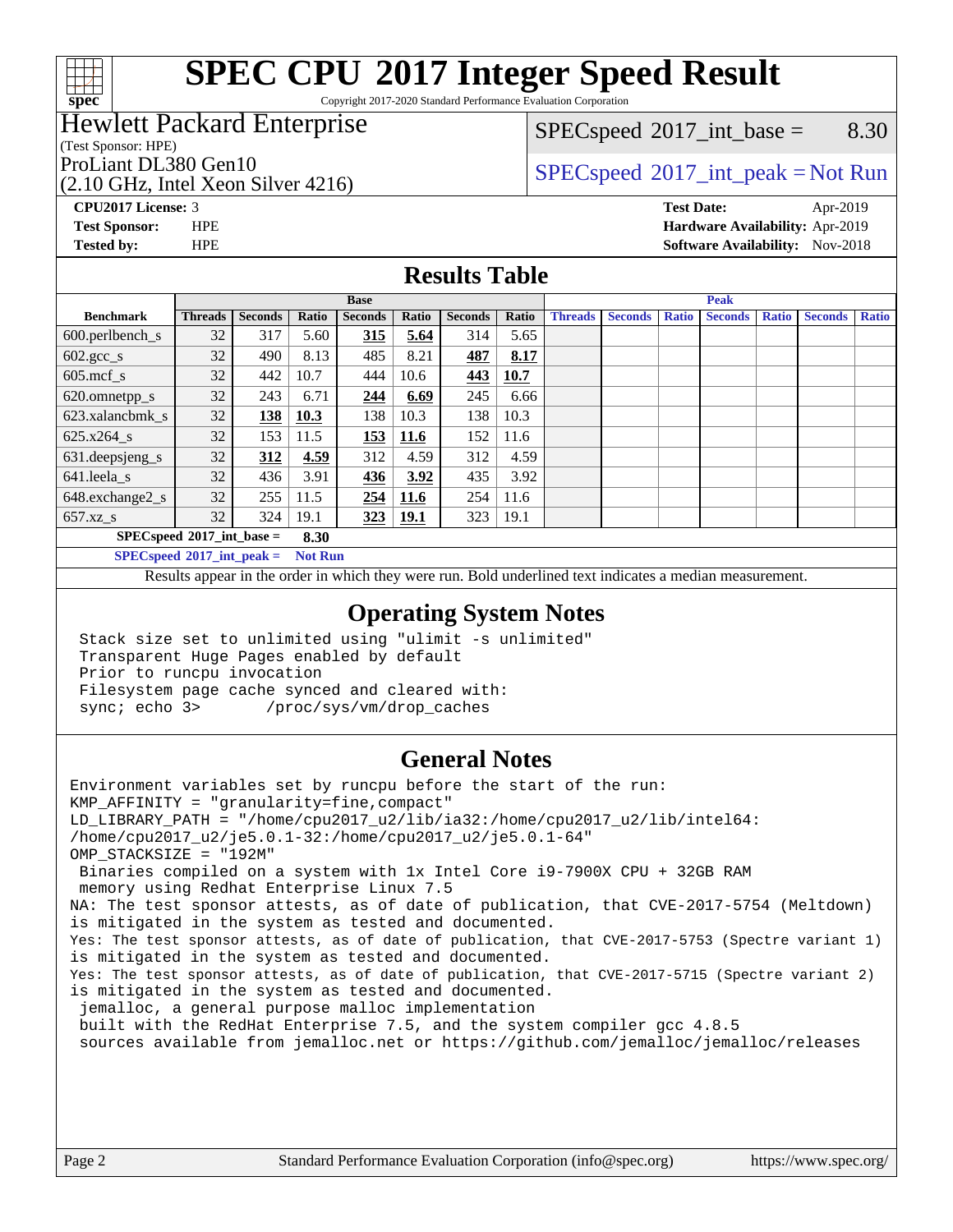# SPEC CPU 2017 Integer Speed Result

Copyright 2017-2020 Standard Performance Evaluation Corporation

## Hewlett Packard Enterprise

(Test Sponsor: HPE)

ProLiant DL380 Gen10

(2.10 GHz, Intel Xeon Silver 4216)

SPECspeed 2017_int_base = 8.30

SPECspeed 2017_int_peak = Not Run

**CPU2017 License:** 3
**Test Sponsor:** HPE
**Tested by:** HPE

**Test Date:** Apr-2019
**Hardware Availability:** Apr-2019
**Software Availability:** Nov-2018

## Results Table

| | Base | | | | | | | Peak | | | | | | |
|---|---|---|---|---|---|---|---|---|---|---|---|---|---|---|
| **Benchmark** | **Threads** | **Seconds** | **Ratio** | **Seconds** | **Ratio** | **Seconds** | **Ratio** | **Threads** | **Seconds** | **Ratio** | **Seconds** | **Ratio** | **Seconds** | **Ratio** |
| 600.perlbench_s | 32 | 317 | 5.60 | **315** | **5.64** | 314 | 5.65 | | | | | | | |
| 602.gcc_s | 32 | 490 | 8.13 | 485 | 8.21 | **487** | **8.17** | | | | | | | |
| 605.mcf_s | 32 | 442 | 10.7 | 444 | 10.6 | **443** | **10.7** | | | | | | | |
| 620.omnetpp_s | 32 | 243 | 6.71 | **244** | **6.69** | 245 | 6.66 | | | | | | | |
| 623.xalancbmk_s | 32 | **138** | **10.3** | 138 | 10.3 | 138 | 10.3 | | | | | | | |
| 625.x264_s | 32 | 153 | 11.5 | **153** | **11.6** | 152 | 11.6 | | | | | | | |
| 631.deepsjeng_s | 32 | **312** | **4.59** | 312 | 4.59 | 312 | 4.59 | | | | | | | |
| 641.leela_s | 32 | 436 | 3.91 | **436** | **3.92** | 435 | 3.92 | | | | | | | |
| 648.exchange2_s | 32 | 255 | 11.5 | **254** | **11.6** | 254 | 11.6 | | | | | | | |
| 657.xz_s | 32 | 324 | 19.1 | **323** | **19.1** | 323 | 19.1 | | | | | | | |

**SPECspeed 2017_int_base = 8.30**

**SPECspeed 2017_int_peak = Not Run**

Results appear in the order in which they were run. Bold underlined text indicates a median measurement.

## Operating System Notes

```
Stack size set to unlimited using "ulimit -s unlimited"
Transparent Huge Pages enabled by default
Prior to runcpu invocation
Filesystem page cache synced and cleared with:
sync; echo 3>       /proc/sys/vm/drop_caches
```

## General Notes

```
Environment variables set by runcpu before the start of the run:
KMP_AFFINITY = "granularity=fine,compact"
LD_LIBRARY_PATH = "/home/cpu2017_u2/lib/ia32:/home/cpu2017_u2/lib/intel64:
/home/cpu2017_u2/je5.0.1-32:/home/cpu2017_u2/je5.0.1-64"
OMP_STACKSIZE = "192M"
 Binaries compiled on a system with 1x Intel Core i9-7900X CPU + 32GB RAM
 memory using Redhat Enterprise Linux 7.5
NA: The test sponsor attests, as of date of publication, that CVE-2017-5754 (Meltdown)
is mitigated in the system as tested and documented.
Yes: The test sponsor attests, as of date of publication, that CVE-2017-5753 (Spectre variant 1)
is mitigated in the system as tested and documented.
Yes: The test sponsor attests, as of date of publication, that CVE-2017-5715 (Spectre variant 2)
is mitigated in the system as tested and documented.
 jemalloc, a general purpose malloc implementation
 built with the RedHat Enterprise 7.5, and the system compiler gcc 4.8.5
 sources available from jemalloc.net or https://github.com/jemalloc/jemalloc/releases
```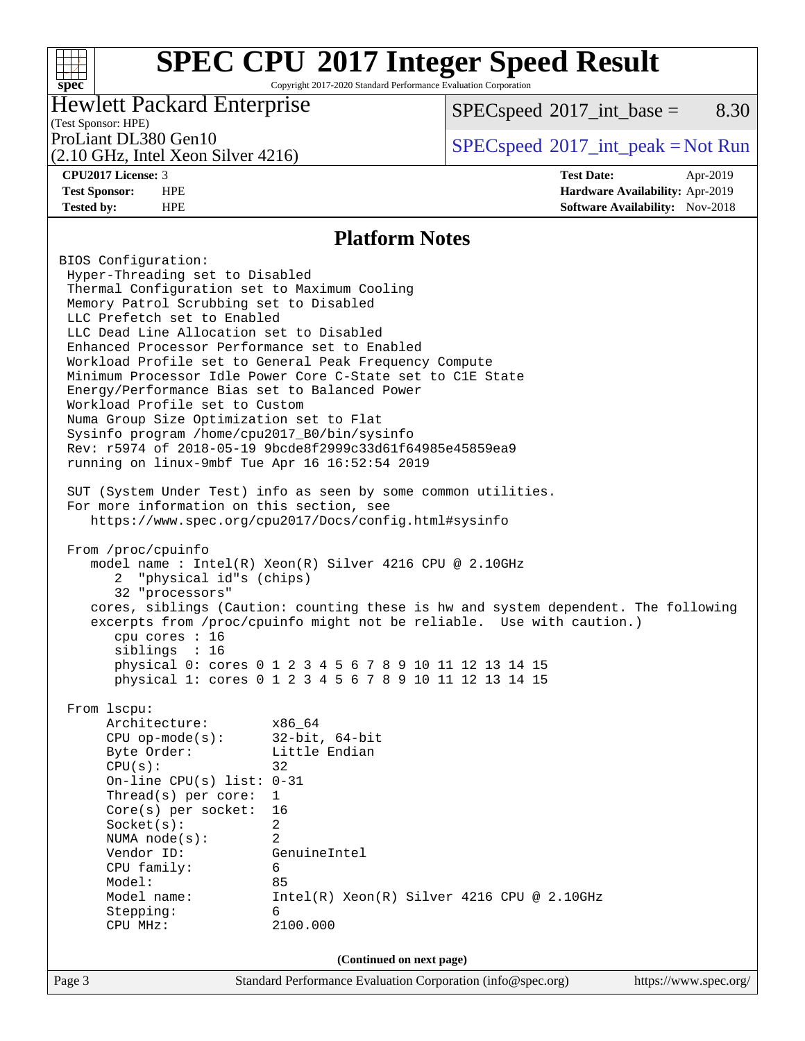# SPEC CPU 2017 Integer Speed Result

Copyright 2017-2020 Standard Performance Evaluation Corporation

**Hewlett Packard Enterprise**
(Test Sponsor: HPE)
ProLiant DL380 Gen10
(2.10 GHz, Intel Xeon Silver 4216)

SPECspeed 2017_int_base = 8.30

SPECspeed 2017_int_peak = Not Run

| | | | |
|---|---|---|---|
| **CPU2017 License:** | 3 | **Test Date:** | Apr-2019 |
| **Test Sponsor:** | HPE | **Hardware Availability:** | Apr-2019 |
| **Tested by:** | HPE | **Software Availability:** | Nov-2018 |

## Platform Notes

```
BIOS Configuration:
 Hyper-Threading set to Disabled
 Thermal Configuration set to Maximum Cooling
 Memory Patrol Scrubbing set to Disabled
 LLC Prefetch set to Enabled
 LLC Dead Line Allocation set to Disabled
 Enhanced Processor Performance set to Enabled
 Workload Profile set to General Peak Frequency Compute
 Minimum Processor Idle Power Core C-State set to C1E State
 Energy/Performance Bias set to Balanced Power
 Workload Profile set to Custom
 Numa Group Size Optimization set to Flat
 Sysinfo program /home/cpu2017_B0/bin/sysinfo
 Rev: r5974 of 2018-05-19 9bcde8f2999c33d61f64985e45859ea9
 running on linux-9mbf Tue Apr 16 16:52:54 2019

 SUT (System Under Test) info as seen by some common utilities.
 For more information on this section, see
    https://www.spec.org/cpu2017/Docs/config.html#sysinfo

 From /proc/cpuinfo
    model name : Intel(R) Xeon(R) Silver 4216 CPU @ 2.10GHz
       2  "physical id"s (chips)
       32 "processors"
    cores, siblings (Caution: counting these is hw and system dependent. The following
    excerpts from /proc/cpuinfo might not be reliable.  Use with caution.)
       cpu cores : 16
       siblings  : 16
       physical 0: cores 0 1 2 3 4 5 6 7 8 9 10 11 12 13 14 15
       physical 1: cores 0 1 2 3 4 5 6 7 8 9 10 11 12 13 14 15

 From lscpu:
      Architecture:        x86_64
      CPU op-mode(s):      32-bit, 64-bit
      Byte Order:          Little Endian
      CPU(s):              32
      On-line CPU(s) list: 0-31
      Thread(s) per core:  1
      Core(s) per socket:  16
      Socket(s):           2
      NUMA node(s):        2
      Vendor ID:           GenuineIntel
      CPU family:          6
      Model:               85
      Model name:          Intel(R) Xeon(R) Silver 4216 CPU @ 2.10GHz
      Stepping:            6
      CPU MHz:             2100.000
```

**(Continued on next page)**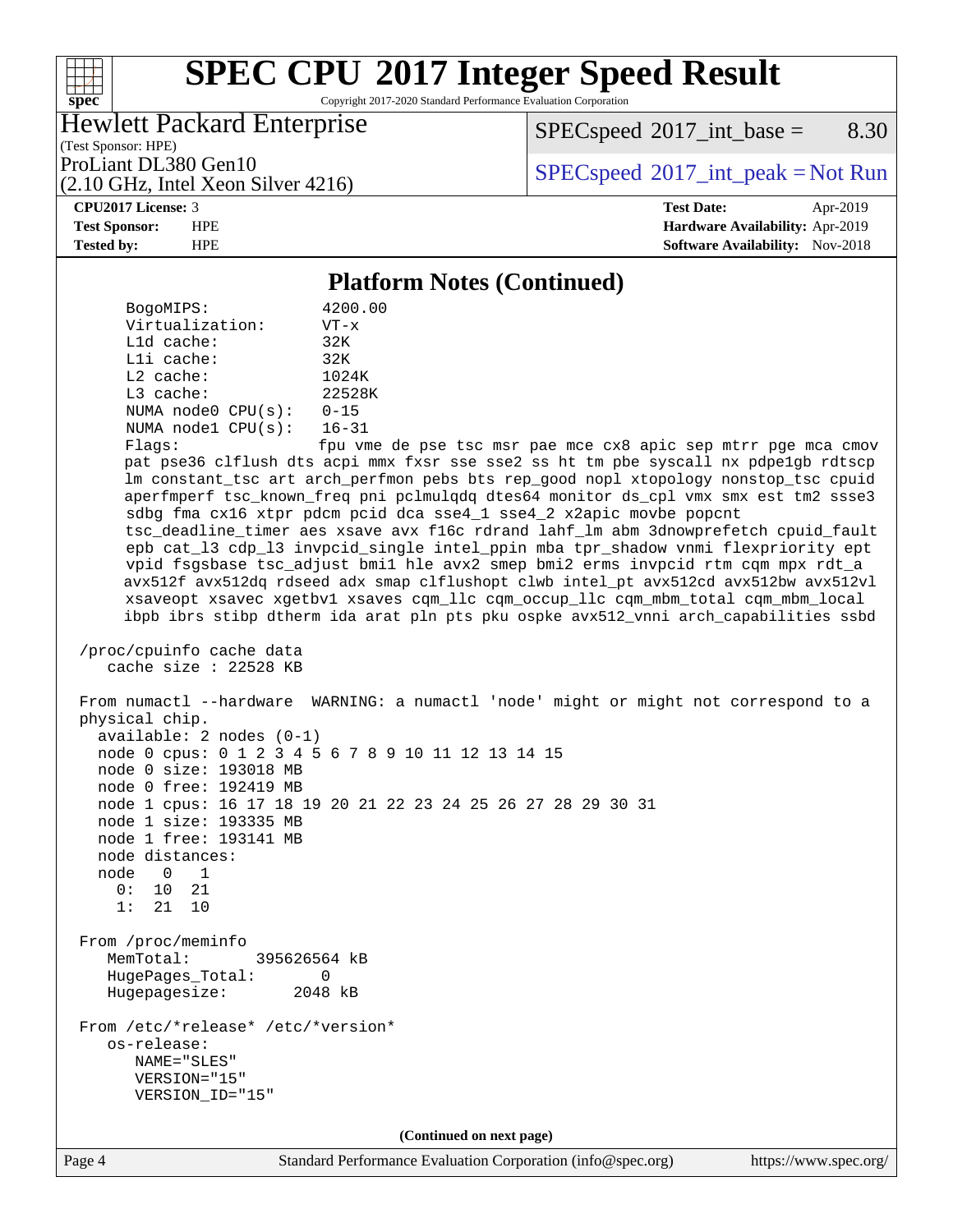# SPEC CPU 2017 Integer Speed Result

Copyright 2017-2020 Standard Performance Evaluation Corporation

**Hewlett Packard Enterprise**
(Test Sponsor: HPE)
ProLiant DL380 Gen10
(2.10 GHz, Intel Xeon Silver 4216)

SPECspeed 2017_int_base = 8.30

SPECspeed 2017_int_peak = Not Run

**CPU2017 License:** 3
**Test Sponsor:** HPE
**Tested by:** HPE

**Test Date:** Apr-2019
**Hardware Availability:** Apr-2019
**Software Availability:** Nov-2018

## Platform Notes (Continued)

```
     BogoMIPS:              4200.00
     Virtualization:        VT-x
     L1d cache:             32K
     L1i cache:             32K
     L2 cache:              1024K
     L3 cache:              22528K
     NUMA node0 CPU(s):     0-15
     NUMA node1 CPU(s):     16-31
     Flags:                 fpu vme de pse tsc msr pae mce cx8 apic sep mtrr pge mca cmov
     pat pse36 clflush dts acpi mmx fxsr sse sse2 ss ht tm pbe syscall nx pdpe1gb rdtscp
     lm constant_tsc art arch_perfmon pebs bts rep_good nopl xtopology nonstop_tsc cpuid
     aperfmperf tsc_known_freq pni pclmulqdq dtes64 monitor ds_cpl vmx smx est tm2 ssse3
     sdbg fma cx16 xtpr pdcm pcid dca sse4_1 sse4_2 x2apic movbe popcnt
     tsc_deadline_timer aes xsave avx f16c rdrand lahf_lm abm 3dnowprefetch cpuid_fault
     epb cat_l3 cdp_l3 invpcid_single intel_ppin mba tpr_shadow vnmi flexpriority ept
     vpid fsgsbase tsc_adjust bmi1 hle avx2 smep bmi2 erms invpcid rtm cqm mpx rdt_a
     avx512f avx512dq rdseed adx smap clflushopt clwb intel_pt avx512cd avx512bw avx512vl
     xsaveopt xsavec xgetbv1 xsaves cqm_llc cqm_occup_llc cqm_mbm_total cqm_mbm_local
     ibpb ibrs stibp dtherm ida arat pln pts pku ospke avx512_vnni arch_capabilities ssbd

 /proc/cpuinfo cache data
    cache size : 22528 KB

 From numactl --hardware  WARNING: a numactl 'node' might or might not correspond to a
 physical chip.
   available: 2 nodes (0-1)
   node 0 cpus: 0 1 2 3 4 5 6 7 8 9 10 11 12 13 14 15
   node 0 size: 193018 MB
   node 0 free: 192419 MB
   node 1 cpus: 16 17 18 19 20 21 22 23 24 25 26 27 28 29 30 31
   node 1 size: 193335 MB
   node 1 free: 193141 MB
   node distances:
   node   0   1
     0:  10  21
     1:  21  10

 From /proc/meminfo
    MemTotal:       395626564 kB
    HugePages_Total:       0
    Hugepagesize:       2048 kB

 From /etc/*release* /etc/*version*
    os-release:
       NAME="SLES"
       VERSION="15"
       VERSION_ID="15"
```

(Continued on next page)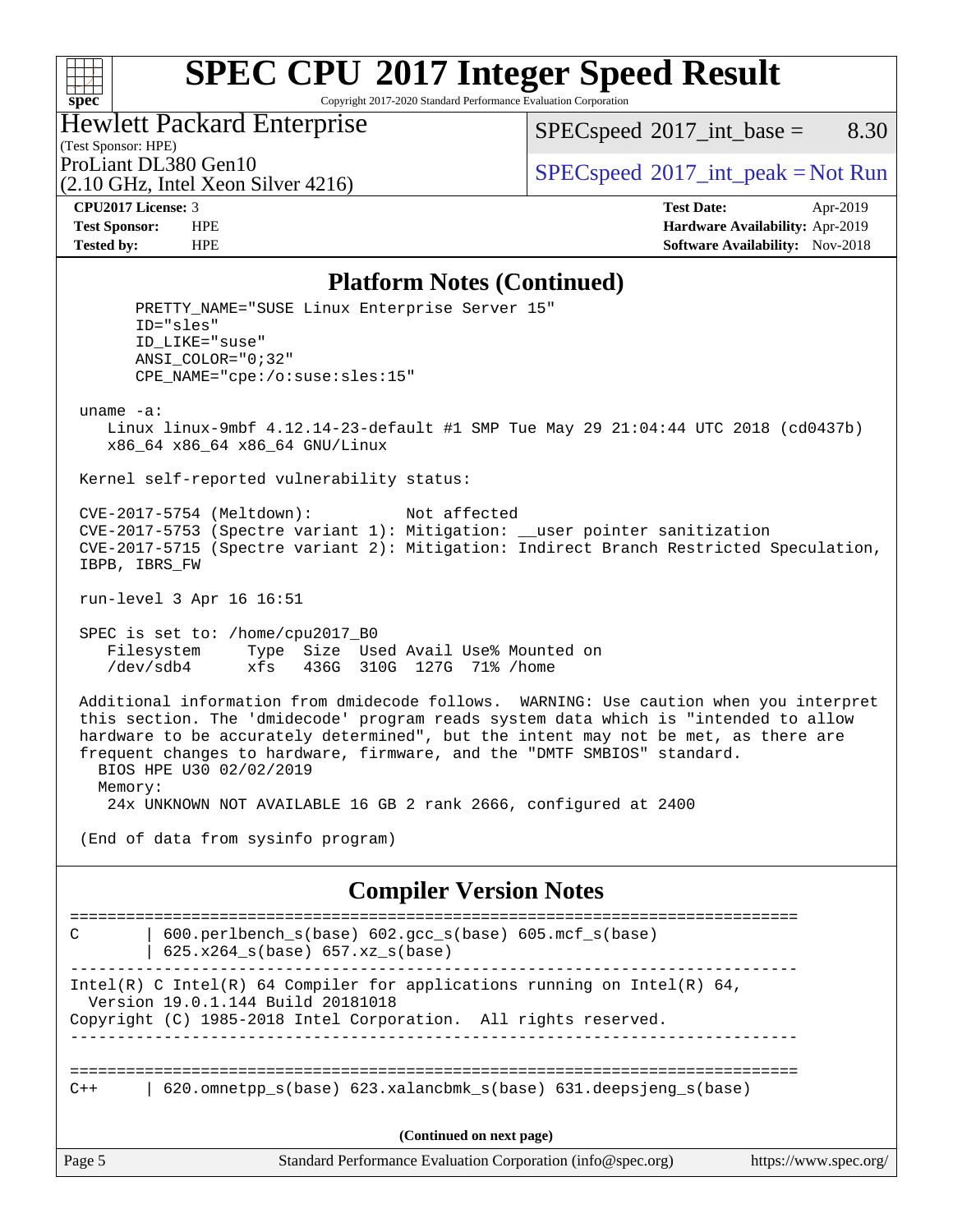## Platform Notes (Continued)

```
      PRETTY_NAME="SUSE Linux Enterprise Server 15"
      ID="sles"
      ID_LIKE="suse"
      ANSI_COLOR="0;32"
      CPE_NAME="cpe:/o:suse:sles:15"

 uname -a:
    Linux linux-9mbf 4.12.14-23-default #1 SMP Tue May 29 21:04:44 UTC 2018 (cd0437b)
    x86_64 x86_64 x86_64 GNU/Linux

 Kernel self-reported vulnerability status:

 CVE-2017-5754 (Meltdown):          Not affected
 CVE-2017-5753 (Spectre variant 1): Mitigation: __user pointer sanitization
 CVE-2017-5715 (Spectre variant 2): Mitigation: Indirect Branch Restricted Speculation,
 IBPB, IBRS_FW

 run-level 3 Apr 16 16:51

 SPEC is set to: /home/cpu2017_B0
    Filesystem     Type  Size  Used Avail Use% Mounted on
    /dev/sdb4      xfs   436G  310G  127G  71% /home

 Additional information from dmidecode follows.  WARNING: Use caution when you interpret
 this section. The 'dmidecode' program reads system data which is "intended to allow
 hardware to be accurately determined", but the intent may not be met, as there are
 frequent changes to hardware, firmware, and the "DMTF SMBIOS" standard.
   BIOS HPE U30 02/02/2019
   Memory:
    24x UNKNOWN NOT AVAILABLE 16 GB 2 rank 2666, configured at 2400

 (End of data from sysinfo program)
```

## Compiler Version Notes

```
==============================================================================
C       | 600.perlbench_s(base) 602.gcc_s(base) 605.mcf_s(base)
        | 625.x264_s(base) 657.xz_s(base)
------------------------------------------------------------------------------
Intel(R) C Intel(R) 64 Compiler for applications running on Intel(R) 64,
  Version 19.0.1.144 Build 20181018
Copyright (C) 1985-2018 Intel Corporation.  All rights reserved.
------------------------------------------------------------------------------

==============================================================================
C++     | 620.omnetpp_s(base) 623.xalancbmk_s(base) 631.deepsjeng_s(base)
```

(Continued on next page)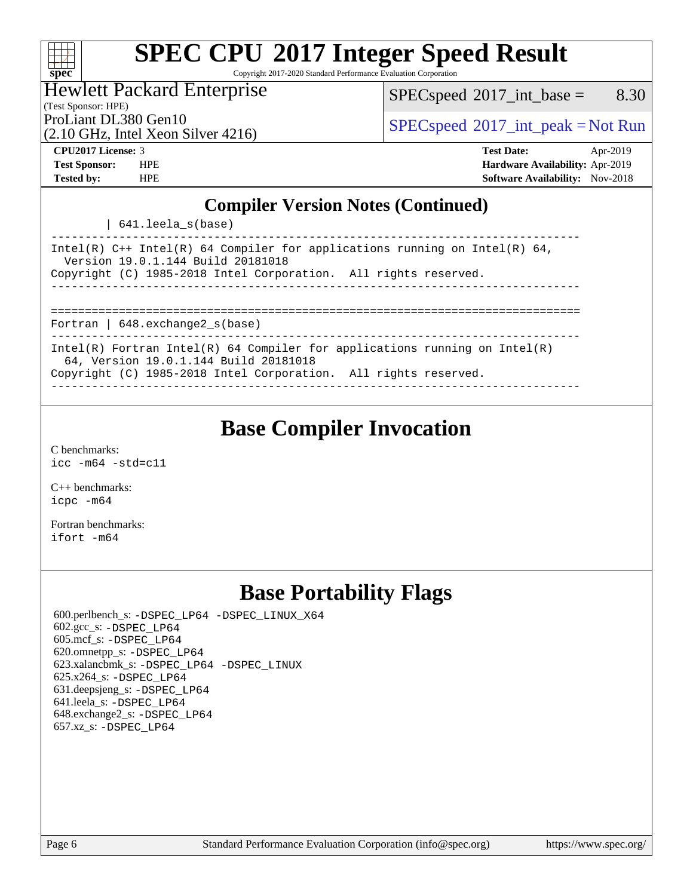## Compiler Version Notes (Continued)

```
        | 641.leela_s(base)
------------------------------------------------------------------------------
Intel(R) C++ Intel(R) 64 Compiler for applications running on Intel(R) 64,
  Version 19.0.1.144 Build 20181018
Copyright (C) 1985-2018 Intel Corporation.  All rights reserved.
------------------------------------------------------------------------------

==============================================================================
Fortran | 648.exchange2_s(base)
------------------------------------------------------------------------------
Intel(R) Fortran Intel(R) 64 Compiler for applications running on Intel(R)
  64, Version 19.0.1.144 Build 20181018
Copyright (C) 1985-2018 Intel Corporation.  All rights reserved.
------------------------------------------------------------------------------
```

# Base Compiler Invocation

C benchmarks:
icc -m64 -std=c11

C++ benchmarks:
icpc -m64

Fortran benchmarks:
ifort -m64

# Base Portability Flags

600.perlbench_s: -DSPEC_LP64 -DSPEC_LINUX_X64
602.gcc_s: -DSPEC_LP64
605.mcf_s: -DSPEC_LP64
620.omnetpp_s: -DSPEC_LP64
623.xalancbmk_s: -DSPEC_LP64 -DSPEC_LINUX
625.x264_s: -DSPEC_LP64
631.deepsjeng_s: -DSPEC_LP64
641.leela_s: -DSPEC_LP64
648.exchange2_s: -DSPEC_LP64
657.xz_s: -DSPEC_LP64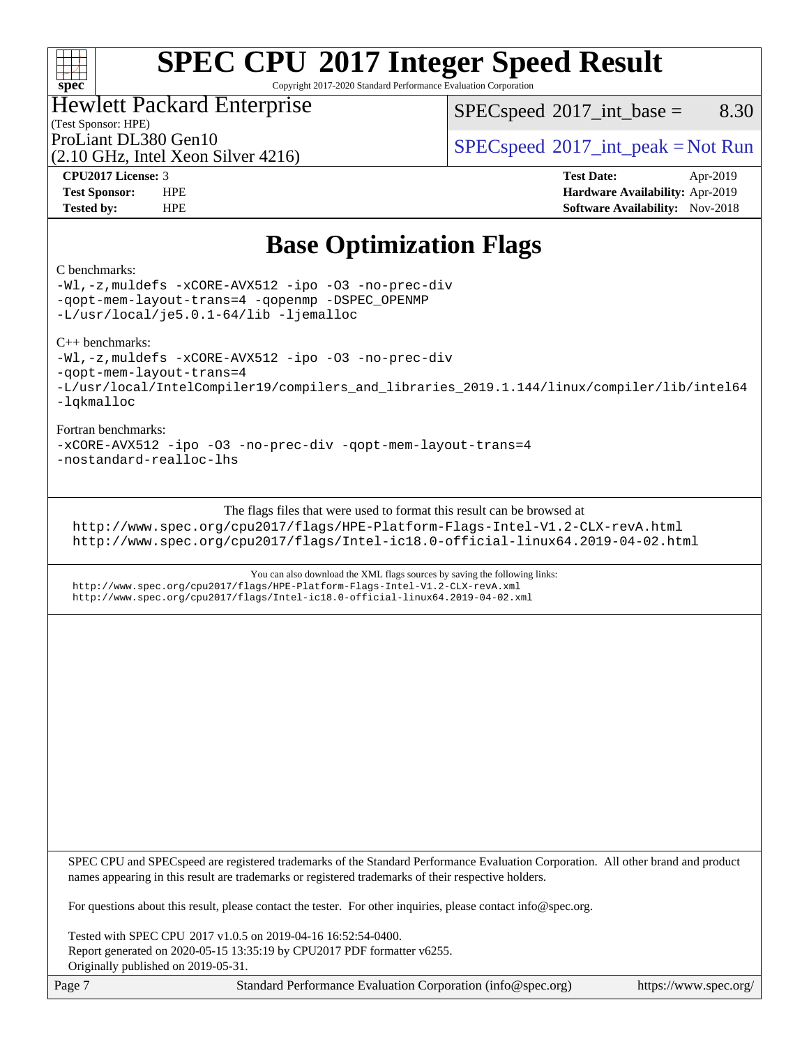# SPEC CPU 2017 Integer Speed Result

Copyright 2017-2020 Standard Performance Evaluation Corporation

Hewlett Packard Enterprise
(Test Sponsor: HPE)
ProLiant DL380 Gen10
(2.10 GHz, Intel Xeon Silver 4216)

SPECspeed 2017_int_base = 8.30

SPECspeed 2017_int_peak = Not Run

**CPU2017 License:** 3
**Test Sponsor:** HPE
**Tested by:** HPE

**Test Date:** Apr-2019
**Hardware Availability:** Apr-2019
**Software Availability:** Nov-2018

## Base Optimization Flags

C benchmarks:

```
-Wl,-z,muldefs -xCORE-AVX512 -ipo -O3 -no-prec-div
-qopt-mem-layout-trans=4 -qopenmp -DSPEC_OPENMP
-L/usr/local/je5.0.1-64/lib -ljemalloc
```

C++ benchmarks:

```
-Wl,-z,muldefs -xCORE-AVX512 -ipo -O3 -no-prec-div
-qopt-mem-layout-trans=4
-L/usr/local/IntelCompiler19/compilers_and_libraries_2019.1.144/linux/compiler/lib/intel64
-lqkmalloc
```

Fortran benchmarks:

```
-xCORE-AVX512 -ipo -O3 -no-prec-div -qopt-mem-layout-trans=4
-nostandard-realloc-lhs
```

The flags files that were used to format this result can be browsed at
http://www.spec.org/cpu2017/flags/HPE-Platform-Flags-Intel-V1.2-CLX-revA.html
http://www.spec.org/cpu2017/flags/Intel-ic18.0-official-linux64.2019-04-02.html

You can also download the XML flags sources by saving the following links:
http://www.spec.org/cpu2017/flags/HPE-Platform-Flags-Intel-V1.2-CLX-revA.xml
http://www.spec.org/cpu2017/flags/Intel-ic18.0-official-linux64.2019-04-02.xml

SPEC CPU and SPECspeed are registered trademarks of the Standard Performance Evaluation Corporation. All other brand and product names appearing in this result are trademarks or registered trademarks of their respective holders.

For questions about this result, please contact the tester. For other inquiries, please contact info@spec.org.

Tested with SPEC CPU 2017 v1.0.5 on 2019-04-16 16:52:54-0400.
Report generated on 2020-05-15 13:35:19 by CPU2017 PDF formatter v6255.
Originally published on 2019-05-31.